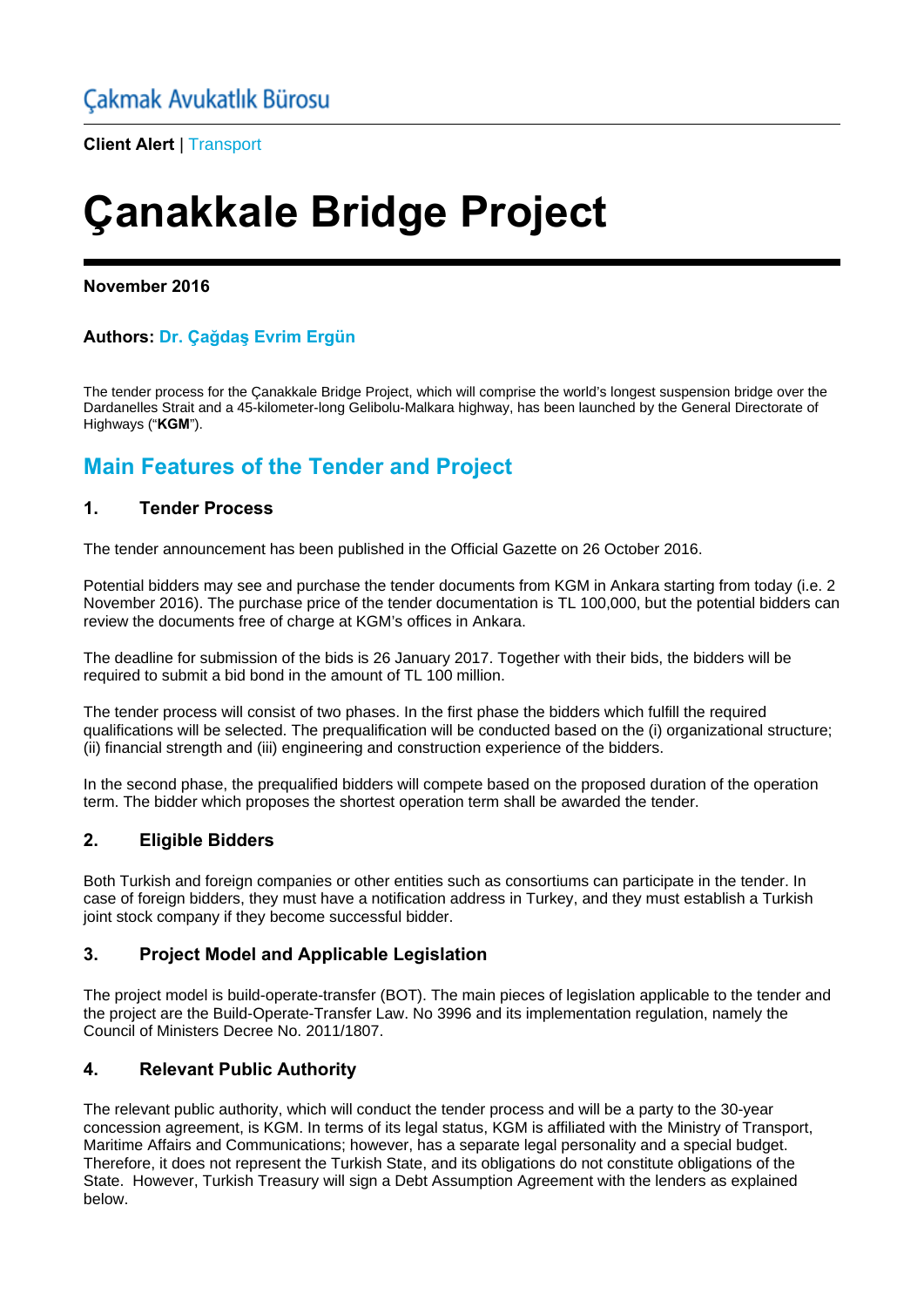Çakmak Avukatlık Bürosu

**Client Alert** | Transport

# Çanakkale Bridge Project

**November 2016**

**Authors: Dr. Çağdaş Evrim Ergün**

The tender process for the Çanakkale Bridge Project, which will comprise the world's longest suspension bridge over the Dardanelles Strait and a 45-kilometer-long Gelibolu-Malkara highway, has been launched by the General Directorate of Highways ("**KGM**").

## Main Features of the Tender and Project

### 1. Tender Process

The tender announcement has been published in the Official Gazette on 26 October 2016.

Potential bidders may see and purchase the tender documents from KGM in Ankara starting from today (i.e. 2 November 2016). The purchase price of the tender documentation is TL 100,000, but the potential bidders can review the documents free of charge at KGM's offices in Ankara.

The deadline for submission of the bids is 26 January 2017. Together with their bids, the bidders will be required to submit a bid bond in the amount of TL 100 million.

The tender process will consist of two phases. In the first phase the bidders which fulfill the required qualifications will be selected. The prequalification will be conducted based on the (i) organizational structure; (ii) financial strength and (iii) engineering and construction experience of the bidders.

In the second phase, the prequalified bidders will compete based on the proposed duration of the operation term. The bidder which proposes the shortest operation term shall be awarded the tender.

### 2. Eligible Bidders

Both Turkish and foreign companies or other entities such as consortiums can participate in the tender. In case of foreign bidders, they must have a notification address in Turkey, and they must establish a Turkish joint stock company if they become successful bidder.

### 3. Project Model and Applicable Legislation

The project model is build-operate-transfer (BOT). The main pieces of legislation applicable to the tender and the project are the Build-Operate-Transfer Law. No 3996 and its implementation regulation, namely the Council of Ministers Decree No. 2011/1807.

### 4. Relevant Public Authority

The relevant public authority, which will conduct the tender process and will be a party to the 30-year concession agreement, is KGM. In terms of its legal status, KGM is affiliated with the Ministry of Transport, Maritime Affairs and Communications; however, has a separate legal personality and a special budget. Therefore, it does not represent the Turkish State, and its obligations do not constitute obligations of the State. However, Turkish Treasury will sign a Debt Assumption Agreement with the lenders as explained below.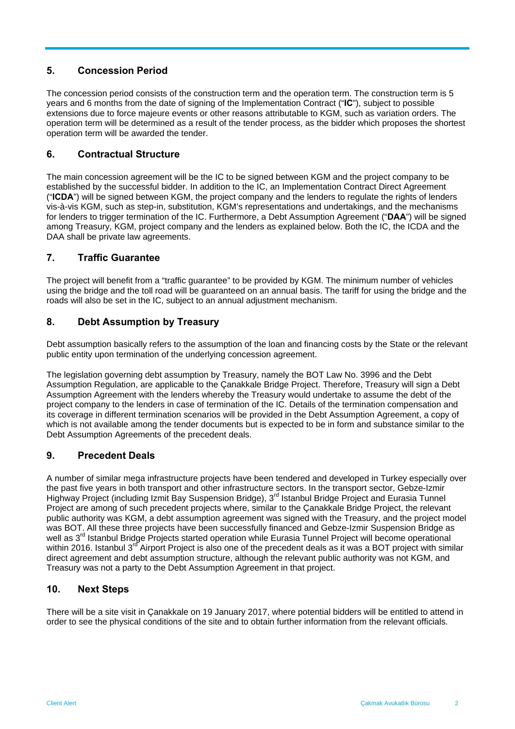## 5. Concession Period

The concession period consists of the construction term and the operation term. The construction term is 5 years and 6 months from the date of signing of the Implementation Contract ("**IC**"), subject to possible extensions due to force majeure events or other reasons attributable to KGM, such as variation orders. The operation term will be determined as a result of the tender process, as the bidder which proposes the shortest operation term will be awarded the tender.

## 6. Contractual Structure

The main concession agreement will be the IC to be signed between KGM and the project company to be established by the successful bidder. In addition to the IC, an Implementation Contract Direct Agreement ("**ICDA**") will be signed between KGM, the project company and the lenders to regulate the rights of lenders vis-à-vis KGM, such as step-in, substitution, KGM's representations and undertakings, and the mechanisms for lenders to trigger termination of the IC. Furthermore, a Debt Assumption Agreement ("**DAA**") will be signed among Treasury, KGM, project company and the lenders as explained below. Both the IC, the ICDA and the DAA shall be private law agreements.

## 7. Traffic Guarantee

The project will benefit from a "traffic guarantee" to be provided by KGM. The minimum number of vehicles using the bridge and the toll road will be guaranteed on an annual basis. The tariff for using the bridge and the roads will also be set in the IC, subject to an annual adjustment mechanism.

## 8. Debt Assumption by Treasury

Debt assumption basically refers to the assumption of the loan and financing costs by the State or the relevant public entity upon termination of the underlying concession agreement.

The legislation governing debt assumption by Treasury, namely the BOT Law No. 3996 and the Debt Assumption Regulation, are applicable to the Çanakkale Bridge Project. Therefore, Treasury will sign a Debt Assumption Agreement with the lenders whereby the Treasury would undertake to assume the debt of the project company to the lenders in case of termination of the IC. Details of the termination compensation and its coverage in different termination scenarios will be provided in the Debt Assumption Agreement, a copy of which is not available among the tender documents but is expected to be in form and substance similar to the Debt Assumption Agreements of the precedent deals.

## 9. Precedent Deals

A number of similar mega infrastructure projects have been tendered and developed in Turkey especially over the past five years in both transport and other infrastructure sectors. In the transport sector, Gebze-Izmir Highway Project (including Izmit Bay Suspension Bridge), 3rd Istanbul Bridge Project and Eurasia Tunnel Project are among of such precedent projects where, similar to the Çanakkale Bridge Project, the relevant public authority was KGM, a debt assumption agreement was signed with the Treasury, and the project model was BOT. All these three projects have been successfully financed and Gebze-Izmir Suspension Bridge as well as 3rd Istanbul Bridge Projects started operation while Eurasia Tunnel Project will become operational within 2016. Istanbul 3rd Airport Project is also one of the precedent deals as it was a BOT project with similar direct agreement and debt assumption structure, although the relevant public authority was not KGM, and Treasury was not a party to the Debt Assumption Agreement in that project.

## 10. Next Steps

There will be a site visit in Çanakkale on 19 January 2017, where potential bidders will be entitled to attend in order to see the physical conditions of the site and to obtain further information from the relevant officials.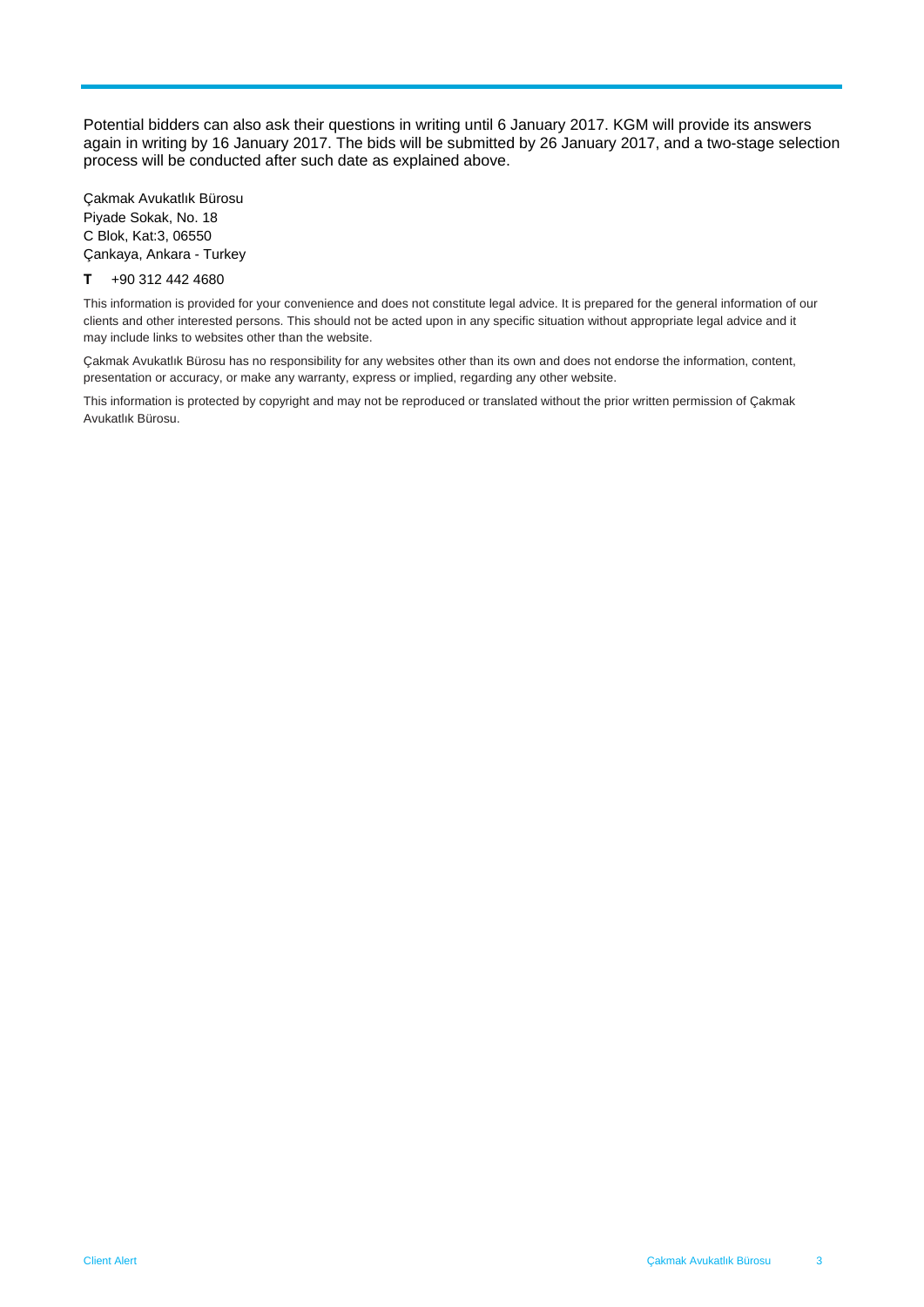Potential bidders can also ask their questions in writing until 6 January 2017. KGM will provide its answers again in writing by 16 January 2017. The bids will be submitted by 26 January 2017, and a two-stage selection process will be conducted after such date as explained above.

Çakmak Avukatlık Bürosu
Piyade Sokak, No. 18
C Blok, Kat:3, 06550
Çankaya, Ankara - Turkey

**T** +90 312 442 4680

This information is provided for your convenience and does not constitute legal advice. It is prepared for the general information of our clients and other interested persons. This should not be acted upon in any specific situation without appropriate legal advice and it may include links to websites other than the website.

Çakmak Avukatlık Bürosu has no responsibility for any websites other than its own and does not endorse the information, content, presentation or accuracy, or make any warranty, express or implied, regarding any other website.

This information is protected by copyright and may not be reproduced or translated without the prior written permission of Çakmak Avukatlık Bürosu.